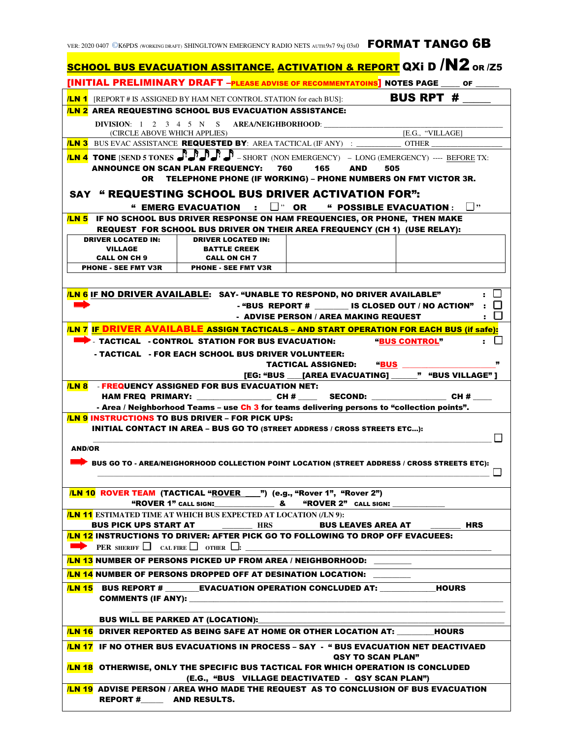VER: 2020 0407 ©K6PDS (WORKING DRAFT) SHINGLTOWN EMERGENCY RADIO NETS AUTH:9s7 9xj 03s0 **FORMAT TANGO 6B**

## SCHOOL BUS EVACUATION ASSITANCE. ACTIVATION & REPORT QXi D /N2 OR /Z5

**[INITIAL PRELIMINARY DRAFT –PLEASE ADVISE OF RECOMMENTATOINS] NOTES PAGE ____ OF ______**

**/LN 1** [REPORT # IS ASSIGNED BY HAM NET CONTROL STATION for each BUS]: **BUS RPT # _____**

**/LN 2 AREA REQUESTING SCHOOL BUS EVACUATION ASSISTANCE:**

DIVISION: 1 2 3 4 5 N S AREA/NEIGHBORHOOD: ______________________________
(CIRCLE ABOVE WHICH APPLIES) [E.G., "VILLAGE]

**/LN 3** BUS EVAC ASSISTANCE **REQUESTED BY**: AREA TACTICAL (IF ANY) : ___________ OTHER ______________

**/LN 4 TONE** [SEND 5 TONES ♪♪♪♪♪ – SHORT (NON EMERGENCY) – LONG (EMERGENCY) ---- BEFORE TX:
**ANNOUNCE ON SCAN PLAN FREQUENCY: 760 165 AND 505**
**OR TELEPHONE PHONE (IF WORKING) – PHONE NUMBERS ON FMT VICTOR 3R.**

**SAY " REQUESTING SCHOOL BUS DRIVER ACTIVATION FOR":**

**" EMERG EVACUATION : ☐" OR " POSSIBLE EVACUATION : ☐"**

**/LN 5 IF NO SCHOOL BUS DRIVER RESPONSE ON HAM FREQUENCIES, OR PHONE, THEN MAKE REQUEST FOR SCHOOL BUS DRIVER ON THEIR AREA FREQUENCY (CH 1) (USE RELAY):**

| DRIVER LOCATED IN: VILLAGE CALL ON CH 9 | DRIVER LOCATED IN: BATTLE CREEK CALL ON CH 7 | | |
|---|---|---|---|
| PHONE - SEE FMT V3R | PHONE - SEE FMT V3R | | |

**/LN 6 IF NO DRIVER AVAILABLE: SAY- "UNABLE TO RESPOND, NO DRIVER AVAILABLE" : ☐**
**- "BUS REPORT # ________ IS CLOSED OUT / NO ACTION" : ☐**
**- ADVISE PERSON / AREA MAKING REQUEST : ☐**

**/LN 7 IF DRIVER AVAILABLE ASSIGN TACTICALS – AND START OPERATION FOR EACH BUS (if safe):**
**- TACTICAL - CONTROL STATION FOR BUS EVACUATION: "BUS CONTROL" : ☐**
**- TACTICAL - FOR EACH SCHOOL BUS DRIVER VOLUNTEER:**
**TACTICAL ASSIGNED: "BUS ____________________"**
**[EG: "BUS ___[AREA EVACUATING] ______" "BUS VILLAGE" ]**

**/LN 8 - FREQUENCY ASSIGNED FOR BUS EVACUATION NET:**
**HAM FREQ PRIMARY: ________________ CH # ____ SECOND: ________________ CH # ____**
**- Area / Neighborhood Teams – use Ch 3 for teams delivering persons to "collection points".**

**/LN 9 INSTRUCTIONS TO BUS DRIVER – FOR PICK UPS:**
**INITIAL CONTACT IN AREA – BUS GO TO (STREET ADDRESS / CROSS STREETS ETC...):**
________________________________________________________________ ☐

**AND/OR**

**BUS GO TO - AREA/NEIGHORHOOD COLLECTION POINT LOCATION (STREET ADDRESS / CROSS STREETS ETC):**
________________________________________________________________ ☐

**/LN 10 ROVER TEAM (TACTICAL "ROVER ___") (e.g., "Rover 1", "Rover 2")**
**"ROVER 1" CALL SIGN:______________ & "ROVER 2" CALL SIGN: ____________**

**/LN 11** ESTIMATED TIME AT WHICH BUS EXPECTED AT LOCATION (/LN 9):
**BUS PICK UPS START AT _______ HRS BUS LEAVES AREA AT _______ HRS**

**/LN 12 INSTRUCTIONS TO DRIVER: AFTER PICK GO TO FOLLOWING TO DROP OFF EVACUEES:**
PER SHERIFF ☐ CAL FIRE ☐ OTHER ☐: ______________________________________________

**/LN 13 NUMBER OF PERSONS PICKED UP FROM AREA / NEIGHBORHOOD: ________**

**/LN 14 NUMBER OF PERSONS DROPPED OFF AT DESINATION LOCATION: ________**

**/LN 15 BUS REPORT # _______EVACUATION OPERATION CONCLUDED AT: ____________HOURS**
**COMMENTS (IF ANY): ______________________________________________**
______________________________________________
**BUS WILL BE PARKED AT (LOCATION):__________________________________**

**/LN 16 DRIVER REPORTED AS BEING SAFE AT HOME OR OTHER LOCATION AT: ________HOURS**

**/LN 17 IF NO OTHER BUS EVACUATIONS IN PROCESS – SAY - " BUS EVACUATION NET DEACTIVAED QSY TO SCAN PLAN"**

**/LN 18 OTHERWISE, ONLY THE SPECIFIC BUS TACTICAL FOR WHICH OPERATION IS CONCLUDED (E.G., "BUS VILLAGE DEACTIVATED - QSY SCAN PLAN")**

**/LN 19 ADVISE PERSON / AREA WHO MADE THE REQUEST AS TO CONCLUSION OF BUS EVACUATION REPORT #_____ AND RESULTS.**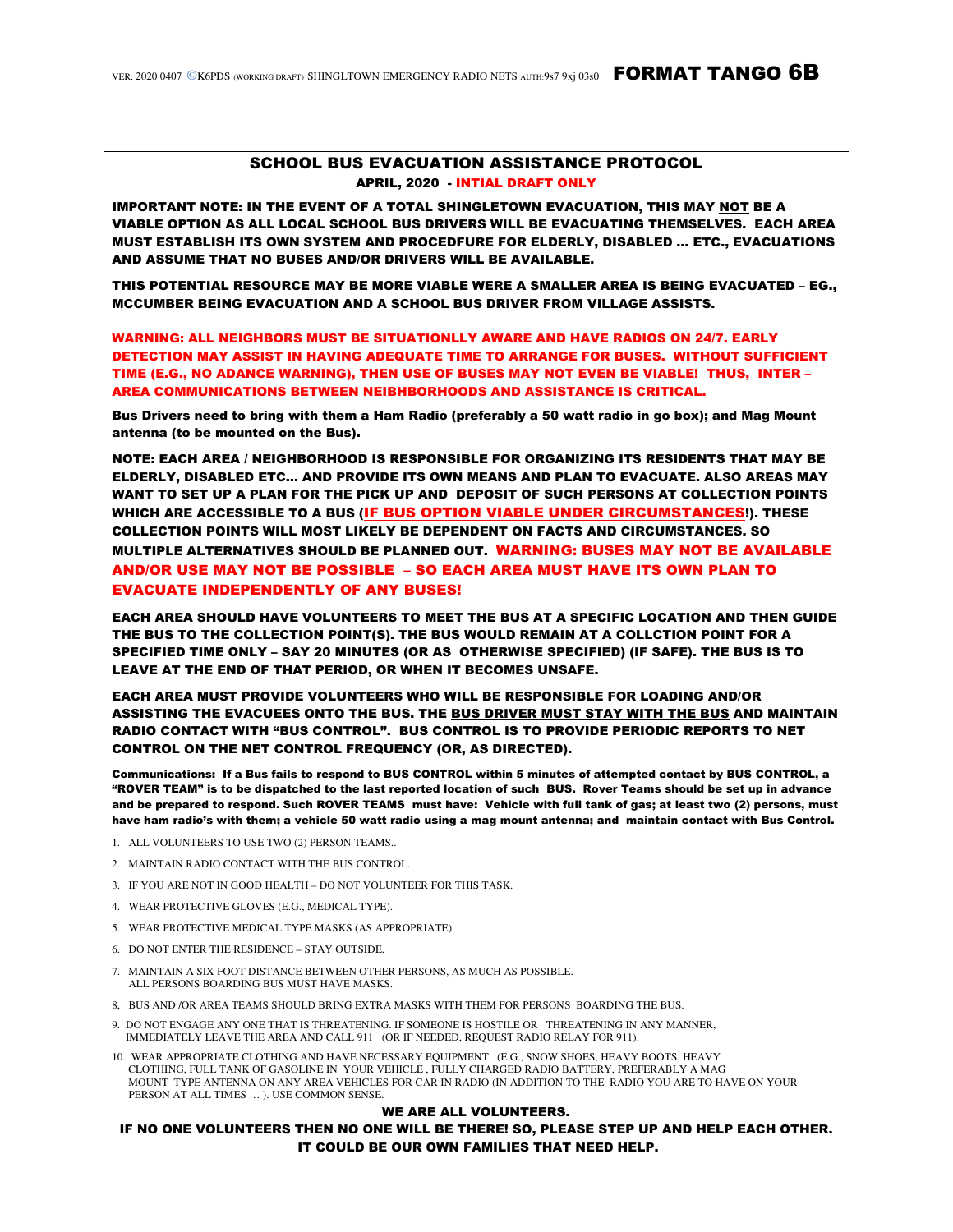VER: 2020 0407 ©K6PDS (WORKING DRAFT) SHINGLTOWN EMERGENCY RADIO NETS AUTH:9s7 9xj 03s0 **FORMAT TANGO 6B**

## SCHOOL BUS EVACUATION ASSISTANCE PROTOCOL

**APRIL, 2020 - INTIAL DRAFT ONLY**

**IMPORTANT NOTE: IN THE EVENT OF A TOTAL SHINGLETOWN EVACUATION, THIS MAY NOT BE A VIABLE OPTION AS ALL LOCAL SCHOOL BUS DRIVERS WILL BE EVACUATING THEMSELVES. EACH AREA MUST ESTABLISH ITS OWN SYSTEM AND PROCEDFURE FOR ELDERLY, DISABLED … ETC., EVACUATIONS AND ASSUME THAT NO BUSES AND/OR DRIVERS WILL BE AVAILABLE.**

**THIS POTENTIAL RESOURCE MAY BE MORE VIABLE WERE A SMALLER AREA IS BEING EVACUATED – EG., MCCUMBER BEING EVACUATION AND A SCHOOL BUS DRIVER FROM VILLAGE ASSISTS.**

**WARNING: ALL NEIGHBORS MUST BE SITUATIONLLY AWARE AND HAVE RADIOS ON 24/7. EARLY DETECTION MAY ASSIST IN HAVING ADEQUATE TIME TO ARRANGE FOR BUSES. WITHOUT SUFFICIENT TIME (E.G., NO ADANCE WARNING), THEN USE OF BUSES MAY NOT EVEN BE VIABLE! THUS, INTER – AREA COMMUNICATIONS BETWEEN NEIBHBORHOODS AND ASSISTANCE IS CRITICAL.**

**Bus Drivers need to bring with them a Ham Radio (preferably a 50 watt radio in go box); and Mag Mount antenna (to be mounted on the Bus).**

**NOTE: EACH AREA / NEIGHBORHOOD IS RESPONSIBLE FOR ORGANIZING ITS RESIDENTS THAT MAY BE ELDERLY, DISABLED ETC… AND PROVIDE ITS OWN MEANS AND PLAN TO EVACUATE. ALSO AREAS MAY WANT TO SET UP A PLAN FOR THE PICK UP AND DEPOSIT OF SUCH PERSONS AT COLLECTION POINTS WHICH ARE ACCESSIBLE TO A BUS (IF BUS OPTION VIABLE UNDER CIRCUMSTANCES!). THESE COLLECTION POINTS WILL MOST LIKELY BE DEPENDENT ON FACTS AND CIRCUMSTANCES. SO MULTIPLE ALTERNATIVES SHOULD BE PLANNED OUT. WARNING: BUSES MAY NOT BE AVAILABLE AND/OR USE MAY NOT BE POSSIBLE – SO EACH AREA MUST HAVE ITS OWN PLAN TO EVACUATE INDEPENDENTLY OF ANY BUSES!**

**EACH AREA SHOULD HAVE VOLUNTEERS TO MEET THE BUS AT A SPECIFIC LOCATION AND THEN GUIDE THE BUS TO THE COLLECTION POINT(S). THE BUS WOULD REMAIN AT A COLLCTION POINT FOR A SPECIFIED TIME ONLY – SAY 20 MINUTES (OR AS OTHERWISE SPECIFIED) (IF SAFE). THE BUS IS TO LEAVE AT THE END OF THAT PERIOD, OR WHEN IT BECOMES UNSAFE.**

**EACH AREA MUST PROVIDE VOLUNTEERS WHO WILL BE RESPONSIBLE FOR LOADING AND/OR ASSISTING THE EVACUEES ONTO THE BUS. THE BUS DRIVER MUST STAY WITH THE BUS AND MAINTAIN RADIO CONTACT WITH "BUS CONTROL". BUS CONTROL IS TO PROVIDE PERIODIC REPORTS TO NET CONTROL ON THE NET CONTROL FREQUENCY (OR, AS DIRECTED).**

**Communications: If a Bus fails to respond to BUS CONTROL within 5 minutes of attempted contact by BUS CONTROL, a "ROVER TEAM" is to be dispatched to the last reported location of such BUS. Rover Teams should be set up in advance and be prepared to respond. Such ROVER TEAMS must have: Vehicle with full tank of gas; at least two (2) persons, must have ham radio's with them; a vehicle 50 watt radio using a mag mount antenna; and maintain contact with Bus Control.**

1. ALL VOLUNTEERS TO USE TWO (2) PERSON TEAMS..
2. MAINTAIN RADIO CONTACT WITH THE BUS CONTROL.
3. IF YOU ARE NOT IN GOOD HEALTH – DO NOT VOLUNTEER FOR THIS TASK.
4. WEAR PROTECTIVE GLOVES (E.G., MEDICAL TYPE).
5. WEAR PROTECTIVE MEDICAL TYPE MASKS (AS APPROPRIATE).
6. DO NOT ENTER THE RESIDENCE – STAY OUTSIDE.
7. MAINTAIN A SIX FOOT DISTANCE BETWEEN OTHER PERSONS, AS MUCH AS POSSIBLE. ALL PERSONS BOARDING BUS MUST HAVE MASKS.
8. BUS AND /OR AREA TEAMS SHOULD BRING EXTRA MASKS WITH THEM FOR PERSONS BOARDING THE BUS.
9. DO NOT ENGAGE ANY ONE THAT IS THREATENING. IF SOMEONE IS HOSTILE OR THREATENING IN ANY MANNER, IMMEDIATELY LEAVE THE AREA AND CALL 911 (OR IF NEEDED, REQUEST RADIO RELAY FOR 911).
10. WEAR APPROPRIATE CLOTHING AND HAVE NECESSARY EQUIPMENT (E.G., SNOW SHOES, HEAVY BOOTS, HEAVY CLOTHING, FULL TANK OF GASOLINE IN YOUR VEHICLE , FULLY CHARGED RADIO BATTERY, PREFERABLY A MAG MOUNT TYPE ANTENNA ON ANY AREA VEHICLES FOR CAR IN RADIO (IN ADDITION TO THE RADIO YOU ARE TO HAVE ON YOUR PERSON AT ALL TIMES … ). USE COMMON SENSE.

**WE ARE ALL VOLUNTEERS.**

**IF NO ONE VOLUNTEERS THEN NO ONE WILL BE THERE! SO, PLEASE STEP UP AND HELP EACH OTHER. IT COULD BE OUR OWN FAMILIES THAT NEED HELP.**